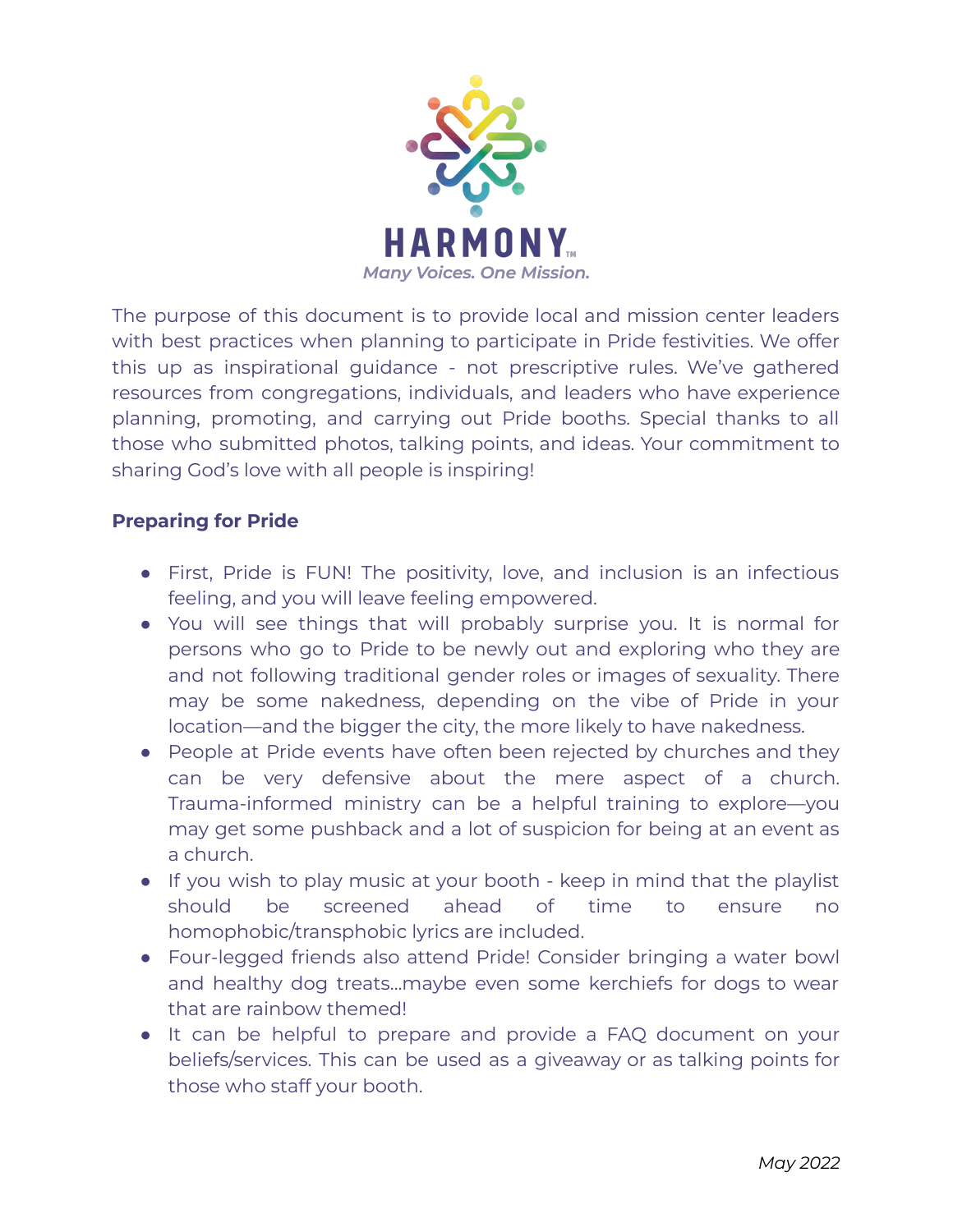HARMONY™

*Many Voices. One Mission.*

The purpose of this document is to provide local and mission center leaders with best practices when planning to participate in Pride festivities. We offer this up as inspirational guidance - not prescriptive rules. We've gathered resources from congregations, individuals, and leaders who have experience planning, promoting, and carrying out Pride booths. Special thanks to all those who submitted photos, talking points, and ideas. Your commitment to sharing God's love with all people is inspiring!

**Preparing for Pride**

- First, Pride is FUN! The positivity, love, and inclusion is an infectious feeling, and you will leave feeling empowered.
- You will see things that will probably surprise you. It is normal for persons who go to Pride to be newly out and exploring who they are and not following traditional gender roles or images of sexuality. There may be some nakedness, depending on the vibe of Pride in your location—and the bigger the city, the more likely to have nakedness.
- People at Pride events have often been rejected by churches and they can be very defensive about the mere aspect of a church. Trauma-informed ministry can be a helpful training to explore—you may get some pushback and a lot of suspicion for being at an event as a church.
- If you wish to play music at your booth - keep in mind that the playlist should be screened ahead of time to ensure no homophobic/transphobic lyrics are included.
- Four-legged friends also attend Pride! Consider bringing a water bowl and healthy dog treats...maybe even some kerchiefs for dogs to wear that are rainbow themed!
- It can be helpful to prepare and provide a FAQ document on your beliefs/services. This can be used as a giveaway or as talking points for those who staff your booth.

*May 2022*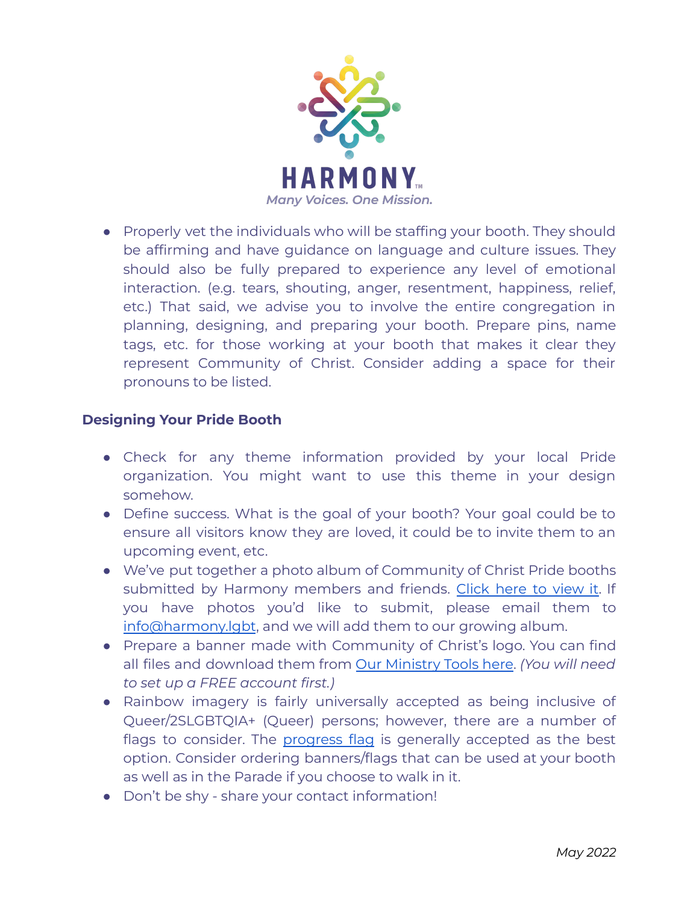- Properly vet the individuals who will be staffing your booth. They should be affirming and have guidance on language and culture issues. They should also be fully prepared to experience any level of emotional interaction. (e.g. tears, shouting, anger, resentment, happiness, relief, etc.) That said, we advise you to involve the entire congregation in planning, designing, and preparing your booth. Prepare pins, name tags, etc. for those working at your booth that makes it clear they represent Community of Christ. Consider adding a space for their pronouns to be listed.

### Designing Your Pride Booth

- Check for any theme information provided by your local Pride organization. You might want to use this theme in your design somehow.
- Define success. What is the goal of your booth? Your goal could be to ensure all visitors know they are loved, it could be to invite them to an upcoming event, etc.
- We've put together a photo album of Community of Christ Pride booths submitted by Harmony members and friends. Click here to view it. If you have photos you'd like to submit, please email them to info@harmony.lgbt, and we will add them to our growing album.
- Prepare a banner made with Community of Christ's logo. You can find all files and download them from Our Ministry Tools here. *(You will need to set up a FREE account first.)*
- Rainbow imagery is fairly universally accepted as being inclusive of Queer/2SLGBTQIA+ (Queer) persons; however, there are a number of flags to consider. The progress flag is generally accepted as the best option. Consider ordering banners/flags that can be used at your booth as well as in the Parade if you choose to walk in it.
- Don't be shy - share your contact information!

*May 2022*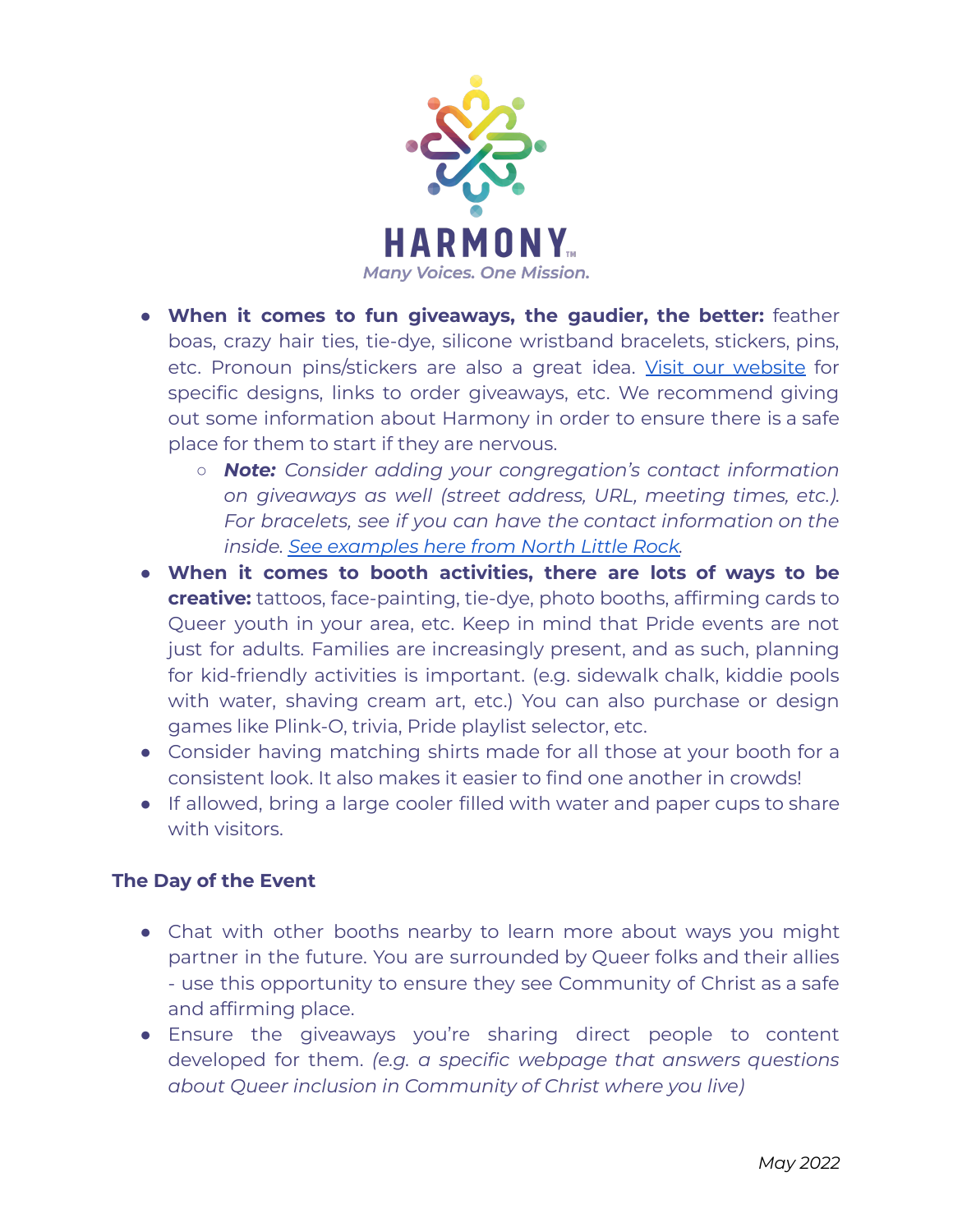- **When it comes to fun giveaways, the gaudier, the better:** feather boas, crazy hair ties, tie-dye, silicone wristband bracelets, stickers, pins, etc. Pronoun pins/stickers are also a great idea. [Visit our website]() for specific designs, links to order giveaways, etc. We recommend giving out some information about Harmony in order to ensure there is a safe place for them to start if they are nervous.
    - ***Note:*** *Consider adding your congregation's contact information on giveaways as well (street address, URL, meeting times, etc.). For bracelets, see if you can have the contact information on the inside. [See examples here from North Little Rock]().*
- **When it comes to booth activities, there are lots of ways to be creative:** tattoos, face-painting, tie-dye, photo booths, affirming cards to Queer youth in your area, etc. Keep in mind that Pride events are not just for adults. Families are increasingly present, and as such, planning for kid-friendly activities is important. (e.g. sidewalk chalk, kiddie pools with water, shaving cream art, etc.) You can also purchase or design games like Plink-O, trivia, Pride playlist selector, etc.
- Consider having matching shirts made for all those at your booth for a consistent look. It also makes it easier to find one another in crowds!
- If allowed, bring a large cooler filled with water and paper cups to share with visitors.

### The Day of the Event

- Chat with other booths nearby to learn more about ways you might partner in the future. You are surrounded by Queer folks and their allies - use this opportunity to ensure they see Community of Christ as a safe and affirming place.
- Ensure the giveaways you're sharing direct people to content developed for them. *(e.g. a specific webpage that answers questions about Queer inclusion in Community of Christ where you live)*

*May 2022*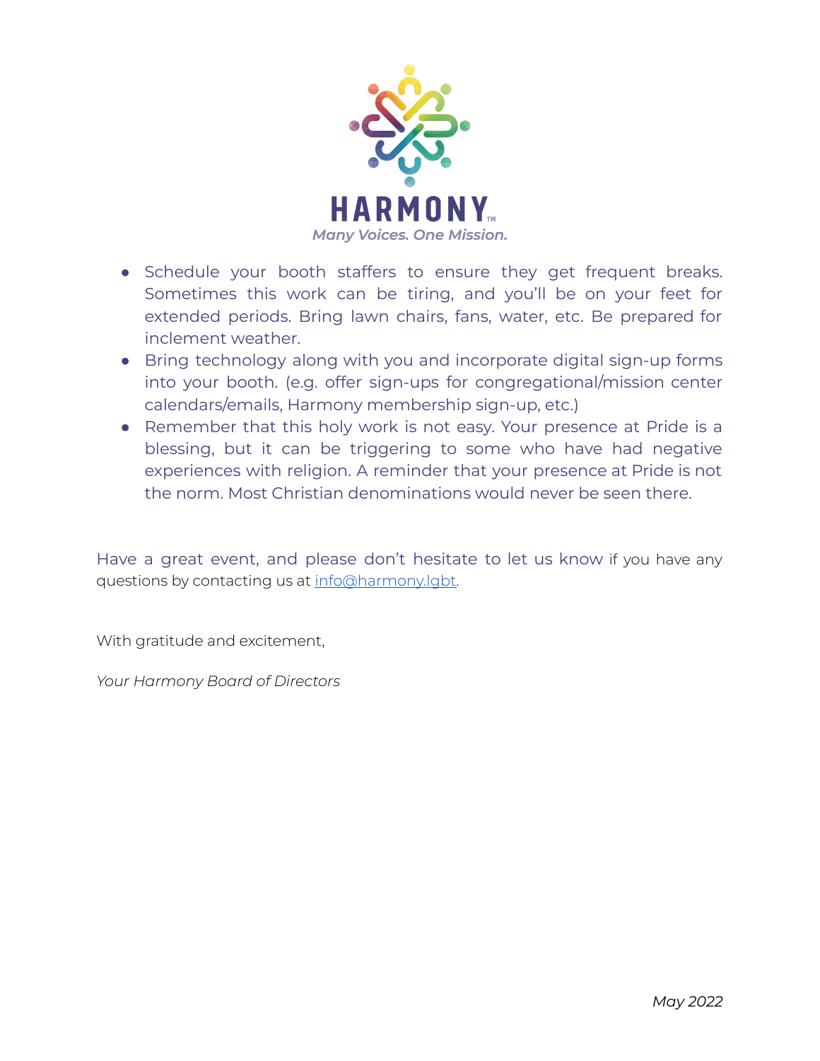HARMONY

*Many Voices. One Mission.*

- Schedule your booth staffers to ensure they get frequent breaks. Sometimes this work can be tiring, and you'll be on your feet for extended periods. Bring lawn chairs, fans, water, etc. Be prepared for inclement weather.
- Bring technology along with you and incorporate digital sign-up forms into your booth. (e.g. offer sign-ups for congregational/mission center calendars/emails, Harmony membership sign-up, etc.)
- Remember that this holy work is not easy. Your presence at Pride is a blessing, but it can be triggering to some who have had negative experiences with religion. A reminder that your presence at Pride is not the norm. Most Christian denominations would never be seen there.

Have a great event, and please don't hesitate to let us know if you have any questions by contacting us at info@harmony.lgbt.

With gratitude and excitement,

*Your Harmony Board of Directors*

*May 2022*